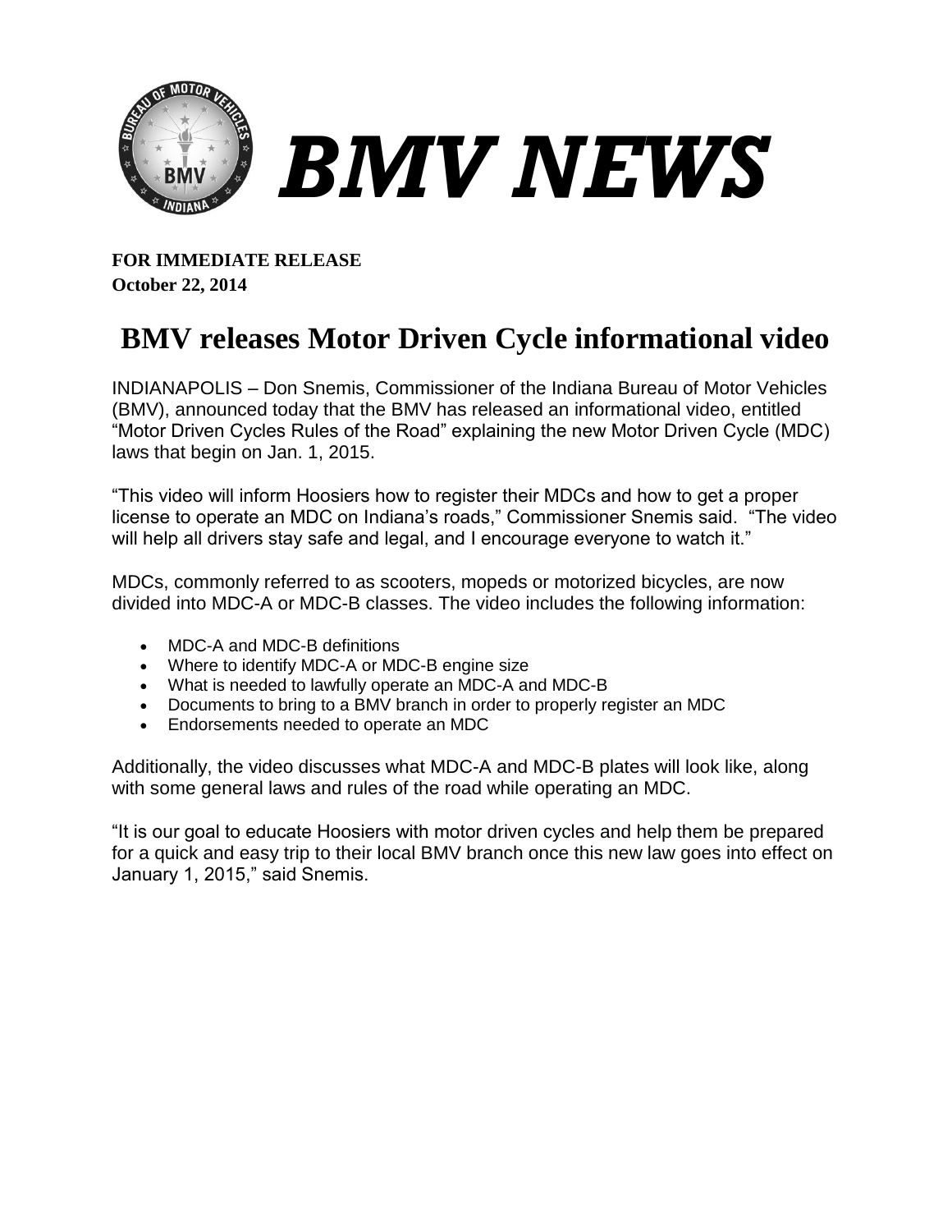# BMV NEWS

**FOR IMMEDIATE RELEASE**
**October 22, 2014**

## BMV releases Motor Driven Cycle informational video

INDIANAPOLIS – Don Snemis, Commissioner of the Indiana Bureau of Motor Vehicles (BMV), announced today that the BMV has released an informational video, entitled "Motor Driven Cycles Rules of the Road" explaining the new Motor Driven Cycle (MDC) laws that begin on Jan. 1, 2015.

"This video will inform Hoosiers how to register their MDCs and how to get a proper license to operate an MDC on Indiana's roads," Commissioner Snemis said. "The video will help all drivers stay safe and legal, and I encourage everyone to watch it."

MDCs, commonly referred to as scooters, mopeds or motorized bicycles, are now divided into MDC-A or MDC-B classes. The video includes the following information:

- MDC-A and MDC-B definitions
- Where to identify MDC-A or MDC-B engine size
- What is needed to lawfully operate an MDC-A and MDC-B
- Documents to bring to a BMV branch in order to properly register an MDC
- Endorsements needed to operate an MDC

Additionally, the video discusses what MDC-A and MDC-B plates will look like, along with some general laws and rules of the road while operating an MDC.

"It is our goal to educate Hoosiers with motor driven cycles and help them be prepared for a quick and easy trip to their local BMV branch once this new law goes into effect on January 1, 2015," said Snemis.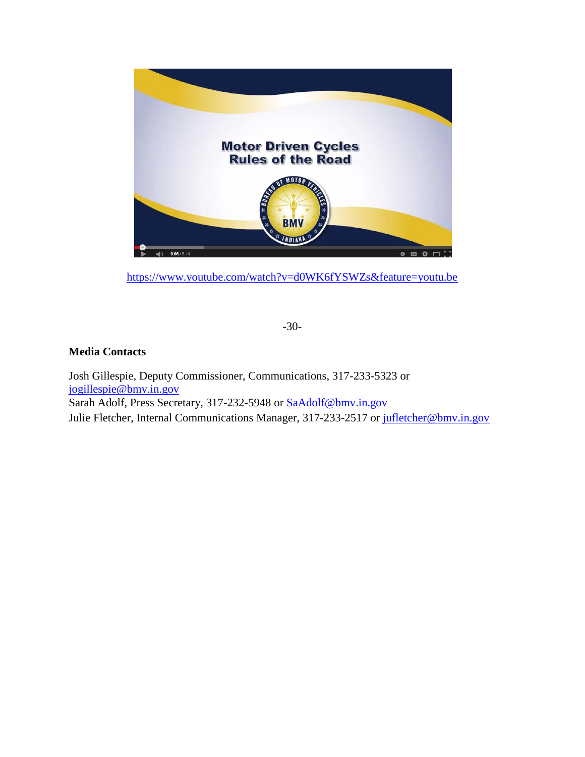https://www.youtube.com/watch?v=d0WK6fYSWZs&feature=youtu.be

-30-

**Media Contacts**

Josh Gillespie, Deputy Commissioner, Communications, 317-233-5323 or jogillespie@bmv.in.gov
Sarah Adolf, Press Secretary, 317-232-5948 or SaAdolf@bmv.in.gov
Julie Fletcher, Internal Communications Manager, 317-233-2517 or jufletcher@bmv.in.gov